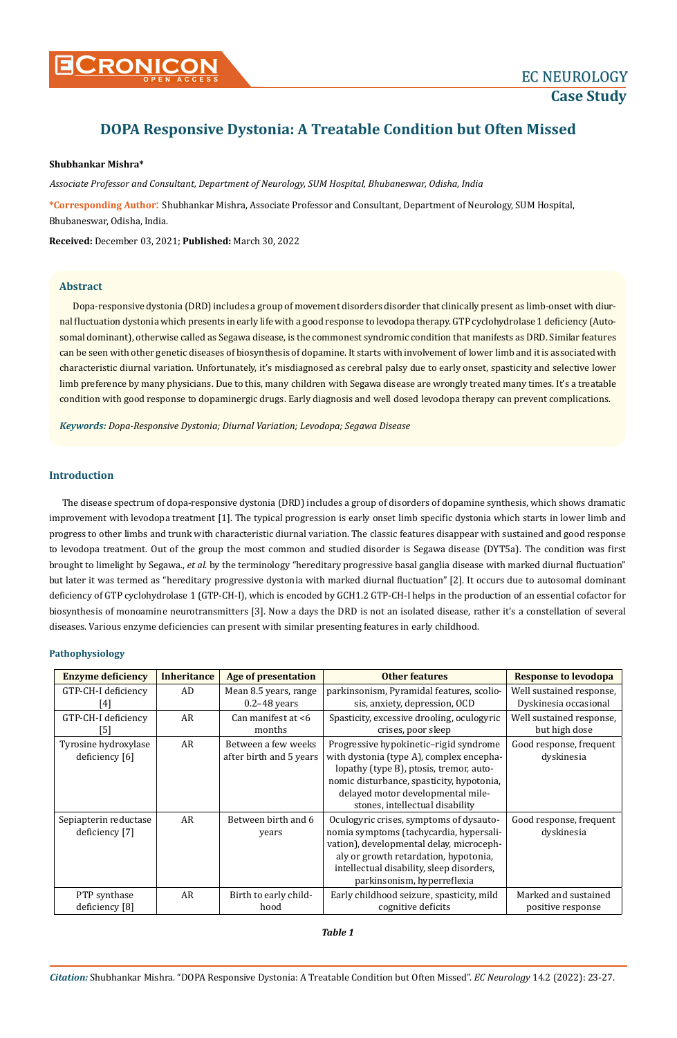# DOPA Responsive Dystonia: A Treatable Condition but Often Missed

**Shubhankar Mishra***

*Associate Professor and Consultant, Department of Neurology, SUM Hospital, Bhubaneswar, Odisha, India*

**\*Corresponding Author:** Shubhankar Mishra, Associate Professor and Consultant, Department of Neurology, SUM Hospital, Bhubaneswar, Odisha, India.

**Received:** December 03, 2021; **Published:** March 30, 2022

## Abstract

Dopa-responsive dystonia (DRD) includes a group of movement disorders disorder that clinically present as limb-onset with diurnal fluctuation dystonia which presents in early life with a good response to levodopa therapy. GTP cyclohydrolase 1 deficiency (Autosomal dominant), otherwise called as Segawa disease, is the commonest syndromic condition that manifests as DRD. Similar features can be seen with other genetic diseases of biosynthesis of dopamine. It starts with involvement of lower limb and it is associated with characteristic diurnal variation. Unfortunately, it's misdiagnosed as cerebral palsy due to early onset, spasticity and selective lower limb preference by many physicians. Due to this, many children with Segawa disease are wrongly treated many times. It's a treatable condition with good response to dopaminergic drugs. Early diagnosis and well dosed levodopa therapy can prevent complications.

***Keywords:*** *Dopa-Responsive Dystonia; Diurnal Variation; Levodopa; Segawa Disease*

## Introduction

The disease spectrum of dopa-responsive dystonia (DRD) includes a group of disorders of dopamine synthesis, which shows dramatic improvement with levodopa treatment [1]. The typical progression is early onset limb specific dystonia which starts in lower limb and progress to other limbs and trunk with characteristic diurnal variation. The classic features disappear with sustained and good response to levodopa treatment. Out of the group the most common and studied disorder is Segawa disease (DYT5a). The condition was first brought to limelight by Segawa., *et al.* by the terminology "hereditary progressive basal ganglia disease with marked diurnal fluctuation" but later it was termed as "hereditary progressive dystonia with marked diurnal fluctuation" [2]. It occurs due to autosomal dominant deficiency of GTP cyclohydrolase 1 (GTP-CH-I), which is encoded by GCH1.2 GTP-CH-I helps in the production of an essential cofactor for biosynthesis of monoamine neurotransmitters [3]. Now a days the DRD is not an isolated disease, rather it's a constellation of several diseases. Various enzyme deficiencies can present with similar presenting features in early childhood.

### Pathophysiology

| Enzyme deficiency | Inheritance | Age of presentation | Other features | Response to levodopa |
|---|---|---|---|---|
| GTP-CH-I deficiency [4] | AD | Mean 8.5 years, range 0.2–48 years | parkinsonism, Pyramidal features, scoliosis, anxiety, depression, OCD | Well sustained response, Dyskinesia occasional |
| GTP-CH-I deficiency [5] | AR | Can manifest at <6 months | Spasticity, excessive drooling, oculogyric crises, poor sleep | Well sustained response, but high dose |
| Tyrosine hydroxylase deficiency [6] | AR | Between a few weeks after birth and 5 years | Progressive hypokinetic–rigid syndrome with dystonia (type A), complex encephalopathy (type B), ptosis, tremor, autonomic disturbance, spasticity, hypotonia, delayed motor developmental milestones, intellectual disability | Good response, frequent dyskinesia |
| Sepiapterin reductase deficiency [7] | AR | Between birth and 6 years | Oculogyric crises, symptoms of dysautonomia symptoms (tachycardia, hypersalivation), developmental delay, microcephaly or growth retardation, hypotonia, intellectual disability, sleep disorders, parkinsonism, hyperreflexia | Good response, frequent dyskinesia |
| PTP synthase deficiency [8] | AR | Birth to early childhood | Early childhood seizure, spasticity, mild cognitive deficits | Marked and sustained positive response |

***Table 1***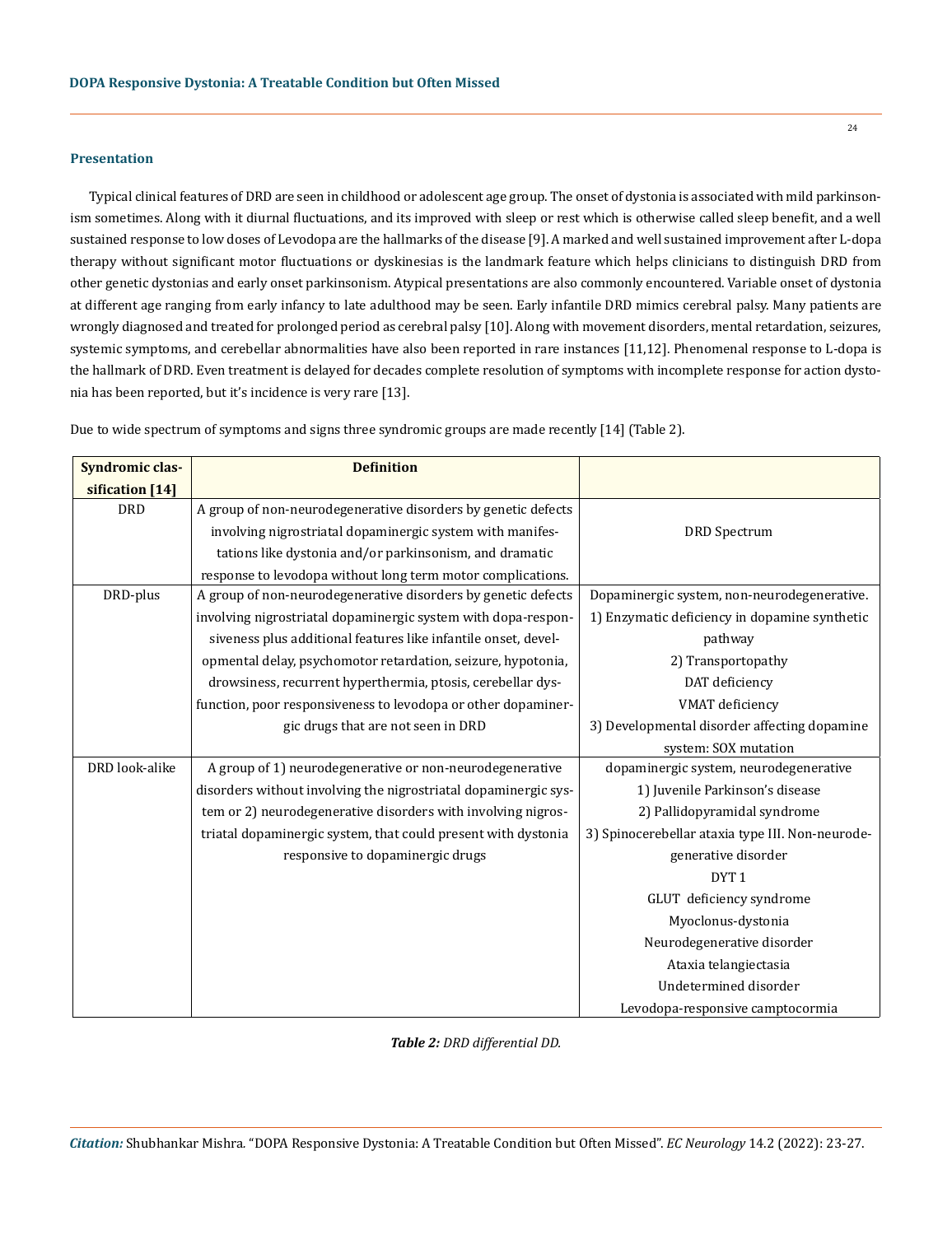## Presentation

Typical clinical features of DRD are seen in childhood or adolescent age group. The onset of dystonia is associated with mild parkinsonism sometimes. Along with it diurnal fluctuations, and its improved with sleep or rest which is otherwise called sleep benefit, and a well sustained response to low doses of Levodopa are the hallmarks of the disease [9]. A marked and well sustained improvement after L-dopa therapy without significant motor fluctuations or dyskinesias is the landmark feature which helps clinicians to distinguish DRD from other genetic dystonias and early onset parkinsonism. Atypical presentations are also commonly encountered. Variable onset of dystonia at different age ranging from early infancy to late adulthood may be seen. Early infantile DRD mimics cerebral palsy. Many patients are wrongly diagnosed and treated for prolonged period as cerebral palsy [10]. Along with movement disorders, mental retardation, seizures, systemic symptoms, and cerebellar abnormalities have also been reported in rare instances [11,12]. Phenomenal response to L-dopa is the hallmark of DRD. Even treatment is delayed for decades complete resolution of symptoms with incomplete response for action dystonia has been reported, but it's incidence is very rare [13].

Due to wide spectrum of symptoms and signs three syndromic groups are made recently [14] (Table 2).

| Syndromic classification [14] | Definition | |
|---|---|---|
| DRD | A group of non-neurodegenerative disorders by genetic defects involving nigrostriatal dopaminergic system with manifestations like dystonia and/or parkinsonism, and dramatic response to levodopa without long term motor complications. | DRD Spectrum |
| DRD-plus | A group of non-neurodegenerative disorders by genetic defects involving nigrostriatal dopaminergic system with dopa-responsiveness plus additional features like infantile onset, developmental delay, psychomotor retardation, seizure, hypotonia, drowsiness, recurrent hyperthermia, ptosis, cerebellar dysfunction, poor responsiveness to levodopa or other dopaminergic drugs that are not seen in DRD | Dopaminergic system, non-neurodegenerative.<br>1) Enzymatic deficiency in dopamine synthetic pathway<br>2) Transportopathy<br>DAT deficiency<br>VMAT deficiency<br>3) Developmental disorder affecting dopamine system: SOX mutation |
| DRD look-alike | A group of 1) neurodegenerative or non-neurodegenerative disorders without involving the nigrostriatal dopaminergic system or 2) neurodegenerative disorders with involving nigrostriatal dopaminergic system, that could present with dystonia responsive to dopaminergic drugs | dopaminergic system, neurodegenerative<br>1) Juvenile Parkinson's disease<br>2) Pallidopyramidal syndrome<br>3) Spinocerebellar ataxia type III. Non-neurodegenerative disorder<br>DYT 1<br>GLUT deficiency syndrome<br>Myoclonus-dystonia<br>Neurodegenerative disorder<br>Ataxia telangiectasia<br>Undetermined disorder<br>Levodopa-responsive camptocormia |

***Table 2:*** *DRD differential DD.*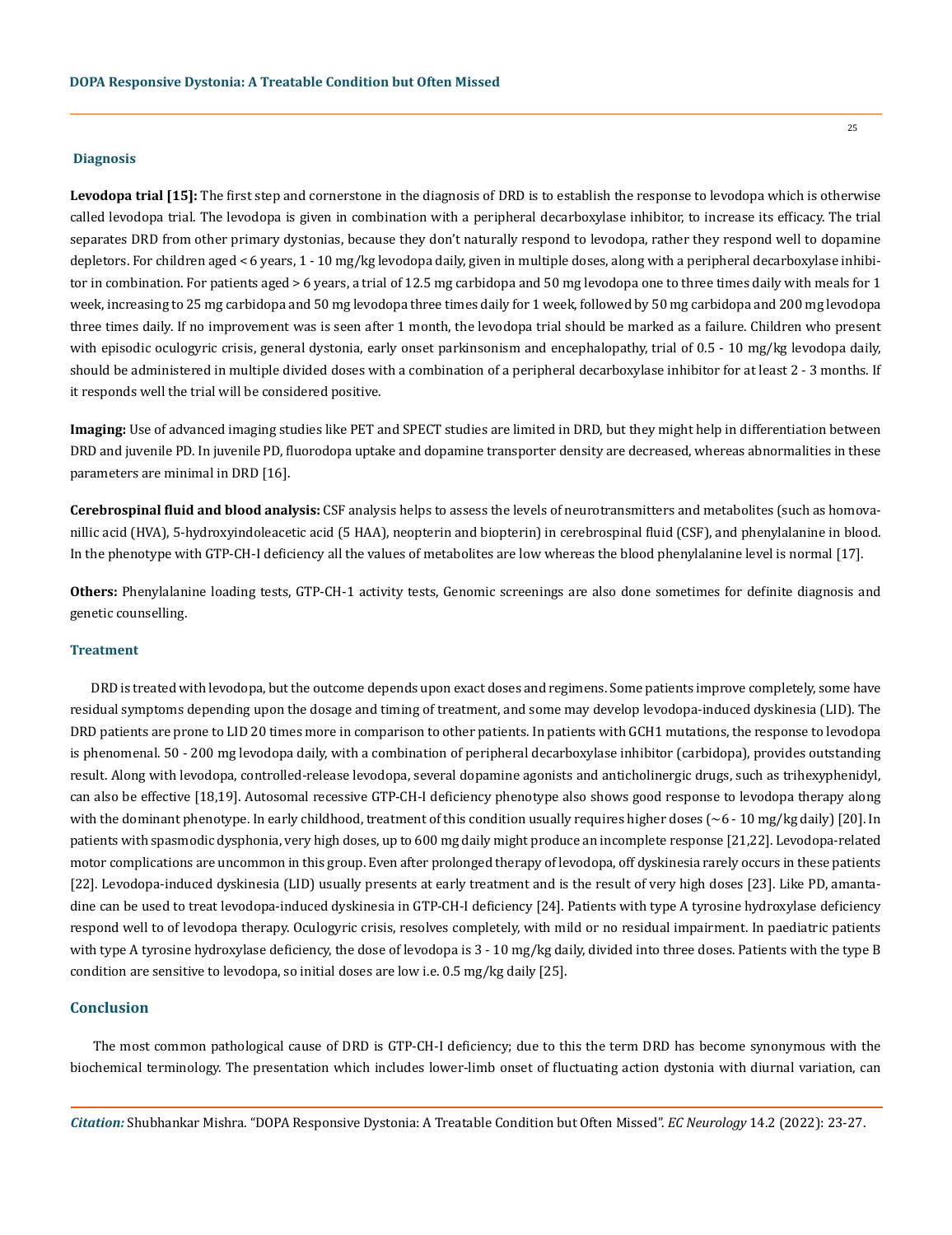## Diagnosis

**Levodopa trial [15]:** The first step and cornerstone in the diagnosis of DRD is to establish the response to levodopa which is otherwise called levodopa trial. The levodopa is given in combination with a peripheral decarboxylase inhibitor, to increase its efficacy. The trial separates DRD from other primary dystonias, because they don't naturally respond to levodopa, rather they respond well to dopamine depletors. For children aged < 6 years, 1 - 10 mg/kg levodopa daily, given in multiple doses, along with a peripheral decarboxylase inhibitor in combination. For patients aged > 6 years, a trial of 12.5 mg carbidopa and 50 mg levodopa one to three times daily with meals for 1 week, increasing to 25 mg carbidopa and 50 mg levodopa three times daily for 1 week, followed by 50 mg carbidopa and 200 mg levodopa three times daily. If no improvement was is seen after 1 month, the levodopa trial should be marked as a failure. Children who present with episodic oculogyric crisis, general dystonia, early onset parkinsonism and encephalopathy, trial of 0.5 - 10 mg/kg levodopa daily, should be administered in multiple divided doses with a combination of a peripheral decarboxylase inhibitor for at least 2 - 3 months. If it responds well the trial will be considered positive.

**Imaging:** Use of advanced imaging studies like PET and SPECT studies are limited in DRD, but they might help in differentiation between DRD and juvenile PD. In juvenile PD, fluorodopa uptake and dopamine transporter density are decreased, whereas abnormalities in these parameters are minimal in DRD [16].

**Cerebrospinal fluid and blood analysis:** CSF analysis helps to assess the levels of neurotransmitters and metabolites (such as homovanillic acid (HVA), 5-hydroxyindoleacetic acid (5 HAA), neopterin and biopterin) in cerebrospinal fluid (CSF), and phenylalanine in blood. In the phenotype with GTP-CH-I deficiency all the values of metabolites are low whereas the blood phenylalanine level is normal [17].

**Others:** Phenylalanine loading tests, GTP-CH-1 activity tests, Genomic screenings are also done sometimes for definite diagnosis and genetic counselling.

## Treatment

DRD is treated with levodopa, but the outcome depends upon exact doses and regimens. Some patients improve completely, some have residual symptoms depending upon the dosage and timing of treatment, and some may develop levodopa-induced dyskinesia (LID). The DRD patients are prone to LID 20 times more in comparison to other patients. In patients with GCH1 mutations, the response to levodopa is phenomenal. 50 - 200 mg levodopa daily, with a combination of peripheral decarboxylase inhibitor (carbidopa), provides outstanding result. Along with levodopa, controlled-release levodopa, several dopamine agonists and anticholinergic drugs, such as trihexyphenidyl, can also be effective [18,19]. Autosomal recessive GTP-CH-I deficiency phenotype also shows good response to levodopa therapy along with the dominant phenotype. In early childhood, treatment of this condition usually requires higher doses (~6 - 10 mg/kg daily) [20]. In patients with spasmodic dysphonia, very high doses, up to 600 mg daily might produce an incomplete response [21,22]. Levodopa-related motor complications are uncommon in this group. Even after prolonged therapy of levodopa, off dyskinesia rarely occurs in these patients [22]. Levodopa-induced dyskinesia (LID) usually presents at early treatment and is the result of very high doses [23]. Like PD, amantadine can be used to treat levodopa-induced dyskinesia in GTP-CH-I deficiency [24]. Patients with type A tyrosine hydroxylase deficiency respond well to of levodopa therapy. Oculogyric crisis, resolves completely, with mild or no residual impairment. In paediatric patients with type A tyrosine hydroxylase deficiency, the dose of levodopa is 3 - 10 mg/kg daily, divided into three doses. Patients with the type B condition are sensitive to levodopa, so initial doses are low i.e. 0.5 mg/kg daily [25].

## Conclusion

The most common pathological cause of DRD is GTP-CH-I deficiency; due to this the term DRD has become synonymous with the biochemical terminology. The presentation which includes lower-limb onset of fluctuating action dystonia with diurnal variation, can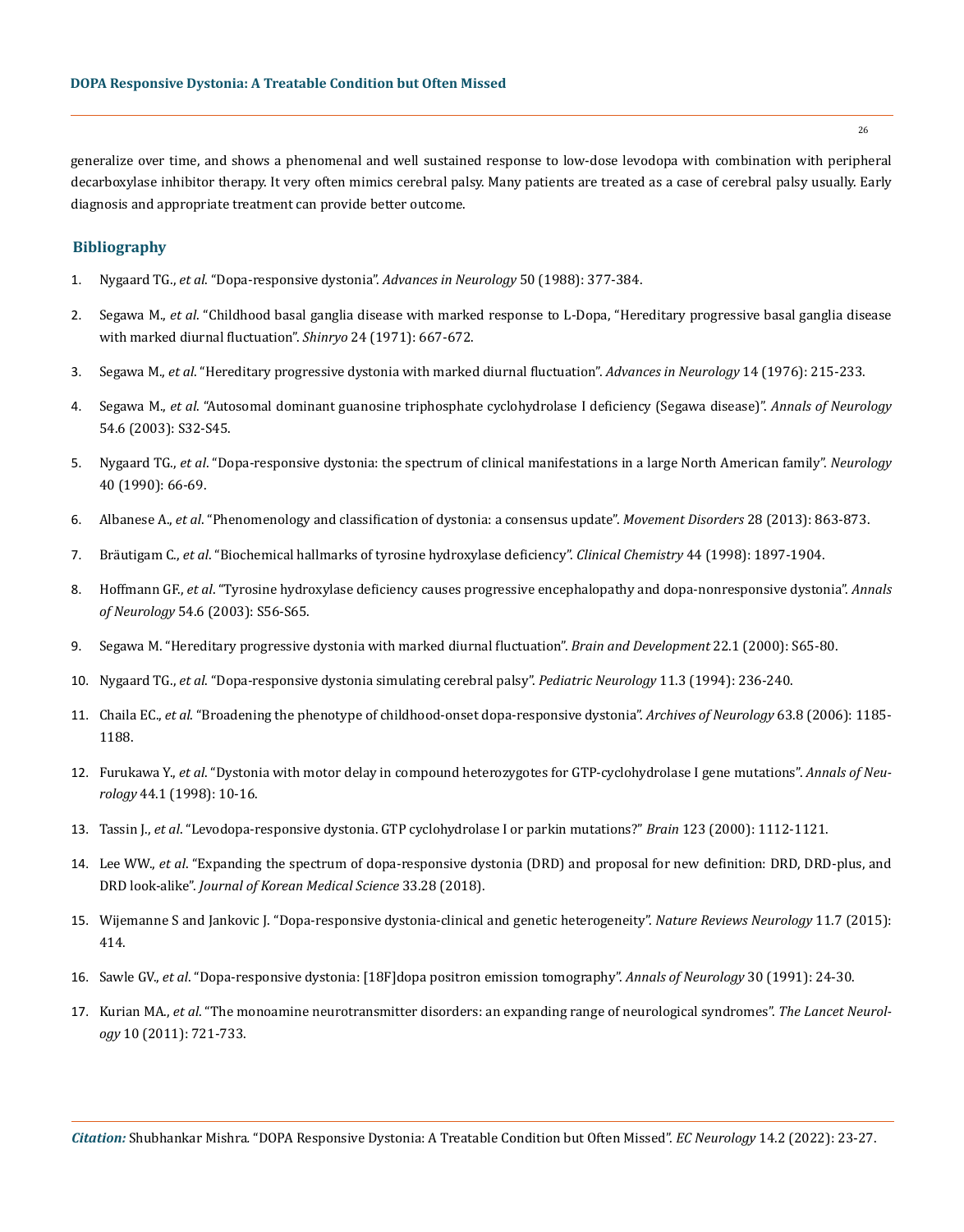generalize over time, and shows a phenomenal and well sustained response to low-dose levodopa with combination with peripheral decarboxylase inhibitor therapy. It very often mimics cerebral palsy. Many patients are treated as a case of cerebral palsy usually. Early diagnosis and appropriate treatment can provide better outcome.

## Bibliography

1. Nygaard TG., *et al*. "Dopa-responsive dystonia". *Advances in Neurology* 50 (1988): 377-384.
2. Segawa M., *et al*. "Childhood basal ganglia disease with marked response to L-Dopa, "Hereditary progressive basal ganglia disease with marked diurnal fluctuation". *Shinryo* 24 (1971): 667-672.
3. Segawa M., *et al*. "Hereditary progressive dystonia with marked diurnal fluctuation". *Advances in Neurology* 14 (1976): 215-233.
4. Segawa M., *et al*. "Autosomal dominant guanosine triphosphate cyclohydrolase I deficiency (Segawa disease)". *Annals of Neurology* 54.6 (2003): S32-S45.
5. Nygaard TG., *et al*. "Dopa-responsive dystonia: the spectrum of clinical manifestations in a large North American family". *Neurology* 40 (1990): 66-69.
6. Albanese A., *et al*. "Phenomenology and classification of dystonia: a consensus update". *Movement Disorders* 28 (2013): 863-873.
7. Bräutigam C., *et al*. "Biochemical hallmarks of tyrosine hydroxylase deficiency". *Clinical Chemistry* 44 (1998): 1897-1904.
8. Hoffmann GF., *et al*. "Tyrosine hydroxylase deficiency causes progressive encephalopathy and dopa-nonresponsive dystonia". *Annals of Neurology* 54.6 (2003): S56-S65.
9. Segawa M. "Hereditary progressive dystonia with marked diurnal fluctuation". *Brain and Development* 22.1 (2000): S65-80.
10. Nygaard TG., *et al*. "Dopa-responsive dystonia simulating cerebral palsy". *Pediatric Neurology* 11.3 (1994): 236-240.
11. Chaila EC., *et al*. "Broadening the phenotype of childhood-onset dopa-responsive dystonia". *Archives of Neurology* 63.8 (2006): 1185-1188.
12. Furukawa Y., *et al*. "Dystonia with motor delay in compound heterozygotes for GTP-cyclohydrolase I gene mutations". *Annals of Neurology* 44.1 (1998): 10-16.
13. Tassin J., *et al*. "Levodopa-responsive dystonia. GTP cyclohydrolase I or parkin mutations?" *Brain* 123 (2000): 1112-1121.
14. Lee WW., *et al*. "Expanding the spectrum of dopa-responsive dystonia (DRD) and proposal for new definition: DRD, DRD-plus, and DRD look-alike". *Journal of Korean Medical Science* 33.28 (2018).
15. Wijemanne S and Jankovic J. "Dopa-responsive dystonia-clinical and genetic heterogeneity". *Nature Reviews Neurology* 11.7 (2015): 414.
16. Sawle GV., *et al*. "Dopa-responsive dystonia: [18F]dopa positron emission tomography". *Annals of Neurology* 30 (1991): 24-30.
17. Kurian MA., *et al*. "The monoamine neurotransmitter disorders: an expanding range of neurological syndromes". *The Lancet Neurology* 10 (2011): 721-733.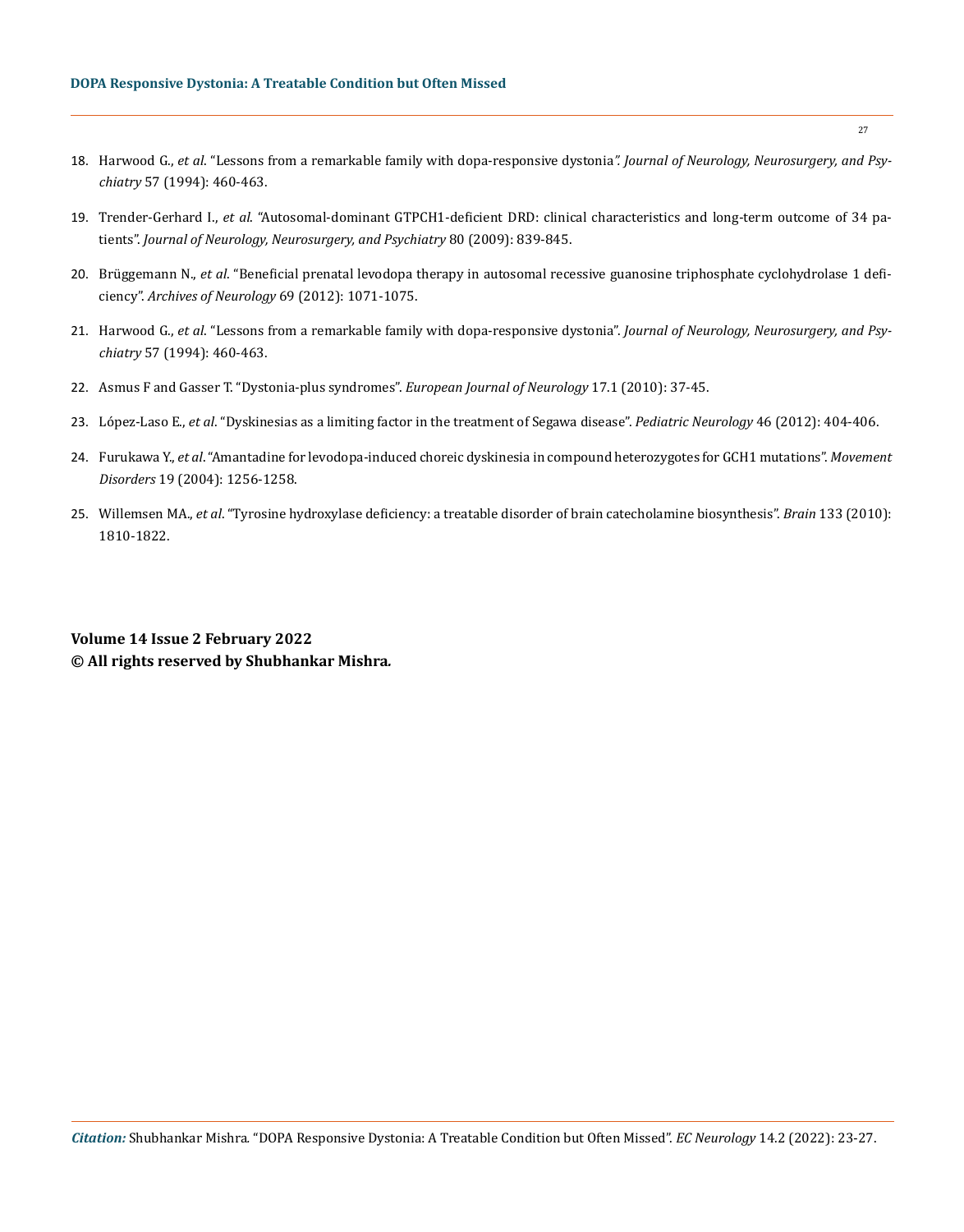18. Harwood G., *et al*. "Lessons from a remarkable family with dopa-responsive dystonia". *Journal of Neurology, Neurosurgery, and Psychiatry* 57 (1994): 460-463.

19. Trender-Gerhard I., *et al*. "Autosomal-dominant GTPCH1-deficient DRD: clinical characteristics and long-term outcome of 34 patients". *Journal of Neurology, Neurosurgery, and Psychiatry* 80 (2009): 839-845.

20. Brüggemann N., *et al*. "Beneficial prenatal levodopa therapy in autosomal recessive guanosine triphosphate cyclohydrolase 1 deficiency". *Archives of Neurology* 69 (2012): 1071-1075.

21. Harwood G., *et al*. "Lessons from a remarkable family with dopa-responsive dystonia". *Journal of Neurology, Neurosurgery, and Psychiatry* 57 (1994): 460-463.

22. Asmus F and Gasser T. "Dystonia-plus syndromes". *European Journal of Neurology* 17.1 (2010): 37-45.

23. López-Laso E., *et al*. "Dyskinesias as a limiting factor in the treatment of Segawa disease". *Pediatric Neurology* 46 (2012): 404-406.

24. Furukawa Y., *et al*. "Amantadine for levodopa-induced choreic dyskinesia in compound heterozygotes for GCH1 mutations". *Movement Disorders* 19 (2004): 1256-1258.

25. Willemsen MA., *et al*. "Tyrosine hydroxylase deficiency: a treatable disorder of brain catecholamine biosynthesis". *Brain* 133 (2010): 1810-1822.

**Volume 14 Issue 2 February 2022**
**© All rights reserved by Shubhankar Mishra.**